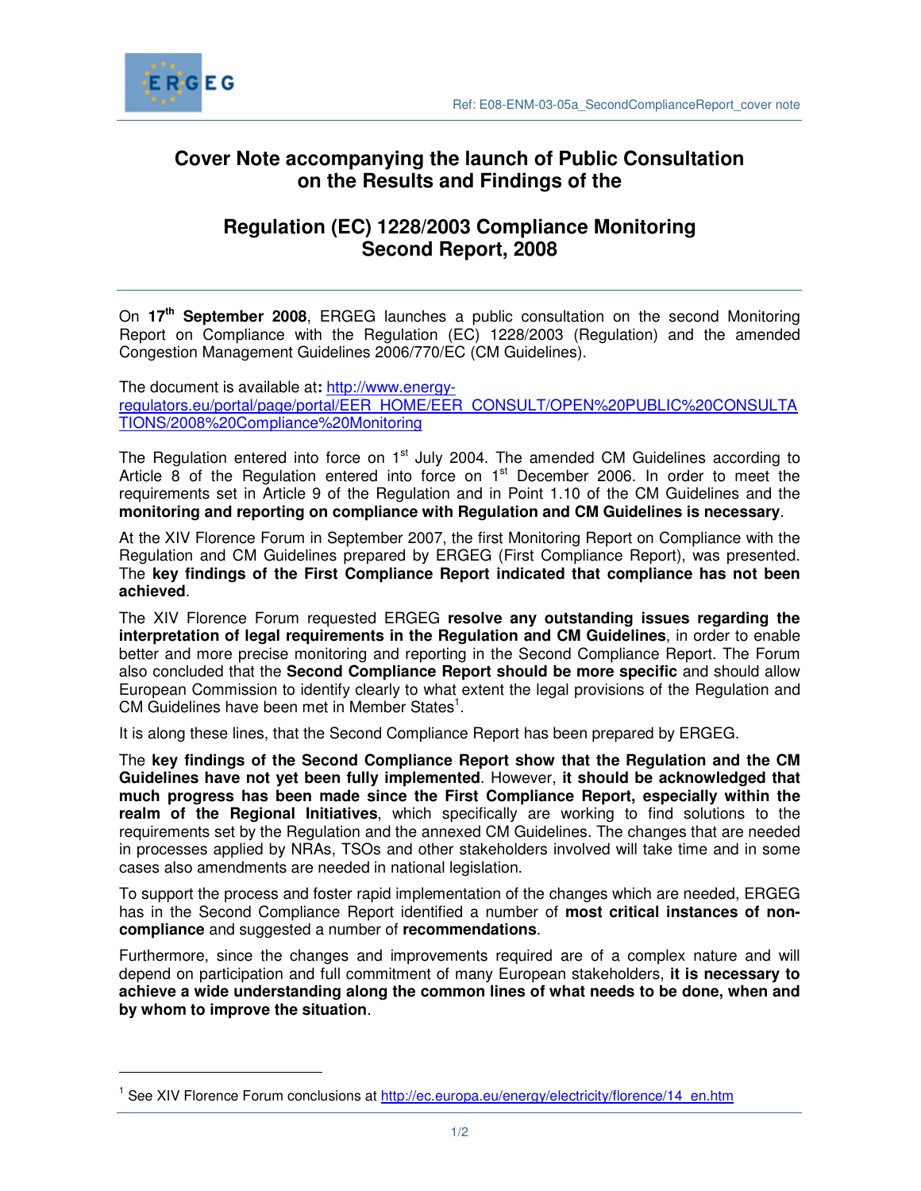# Cover Note accompanying the launch of Public Consultation on the Results and Findings of the

# Regulation (EC) 1228/2003 Compliance Monitoring Second Report, 2008

On **17th September 2008**, ERGEG launches a public consultation on the second Monitoring Report on Compliance with the Regulation (EC) 1228/2003 (Regulation) and the amended Congestion Management Guidelines 2006/770/EC (CM Guidelines).

The document is available at**:** http://www.energy-regulators.eu/portal/page/portal/EER_HOME/EER_CONSULT/OPEN%20PUBLIC%20CONSULTATIONS/2008%20Compliance%20Monitoring

The Regulation entered into force on 1st July 2004. The amended CM Guidelines according to Article 8 of the Regulation entered into force on 1st December 2006. In order to meet the requirements set in Article 9 of the Regulation and in Point 1.10 of the CM Guidelines and the **monitoring and reporting on compliance with Regulation and CM Guidelines is necessary**.

At the XIV Florence Forum in September 2007, the first Monitoring Report on Compliance with the Regulation and CM Guidelines prepared by ERGEG (First Compliance Report), was presented. The **key findings of the First Compliance Report indicated that compliance has not been achieved**.

The XIV Florence Forum requested ERGEG **resolve any outstanding issues regarding the interpretation of legal requirements in the Regulation and CM Guidelines**, in order to enable better and more precise monitoring and reporting in the Second Compliance Report. The Forum also concluded that the **Second Compliance Report should be more specific** and should allow European Commission to identify clearly to what extent the legal provisions of the Regulation and CM Guidelines have been met in Member States[1].

It is along these lines, that the Second Compliance Report has been prepared by ERGEG.

The **key findings of the Second Compliance Report show that the Regulation and the CM Guidelines have not yet been fully implemented**. However, **it should be acknowledged that much progress has been made since the First Compliance Report, especially within the realm of the Regional Initiatives**, which specifically are working to find solutions to the requirements set by the Regulation and the annexed CM Guidelines. The changes that are needed in processes applied by NRAs, TSOs and other stakeholders involved will take time and in some cases also amendments are needed in national legislation.

To support the process and foster rapid implementation of the changes which are needed, ERGEG has in the Second Compliance Report identified a number of **most critical instances of non-compliance** and suggested a number of **recommendations**.

Furthermore, since the changes and improvements required are of a complex nature and will depend on participation and full commitment of many European stakeholders, **it is necessary to achieve a wide understanding along the common lines of what needs to be done, when and by whom to improve the situation**.

---

[1] See XIV Florence Forum conclusions at http://ec.europa.eu/energy/electricity/florence/14_en.htm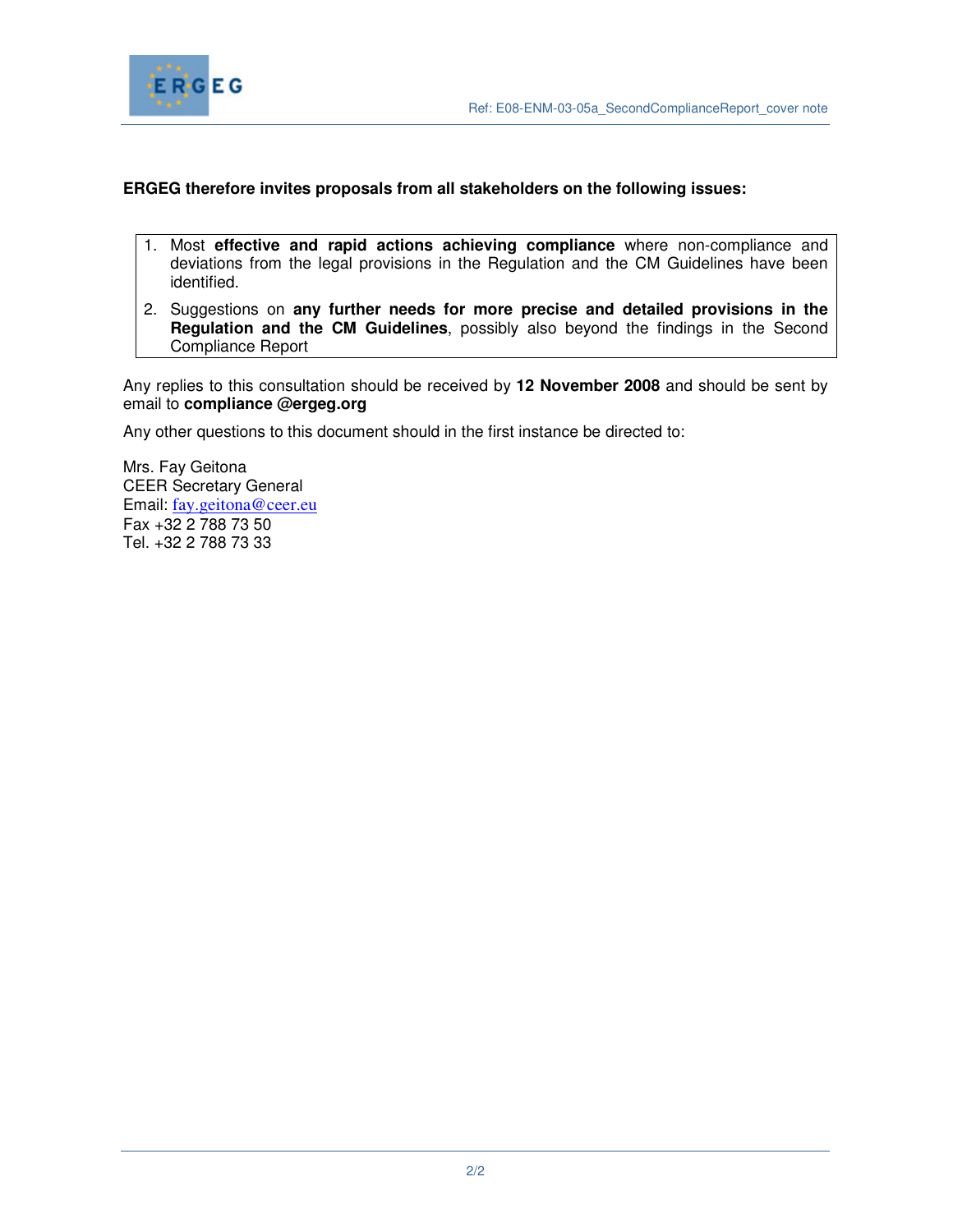**ERGEG therefore invites proposals from all stakeholders on the following issues:**

1. Most **effective and rapid actions achieving compliance** where non-compliance and deviations from the legal provisions in the Regulation and the CM Guidelines have been identified.
2. Suggestions on **any further needs for more precise and detailed provisions in the Regulation and the CM Guidelines**, possibly also beyond the findings in the Second Compliance Report

Any replies to this consultation should be received by **12 November 2008** and should be sent by email to **compliance @ergeg.org**

Any other questions to this document should in the first instance be directed to:

Mrs. Fay Geitona
CEER Secretary General
Email: fay.geitona@ceer.eu
Fax +32 2 788 73 50
Tel. +32 2 788 73 33